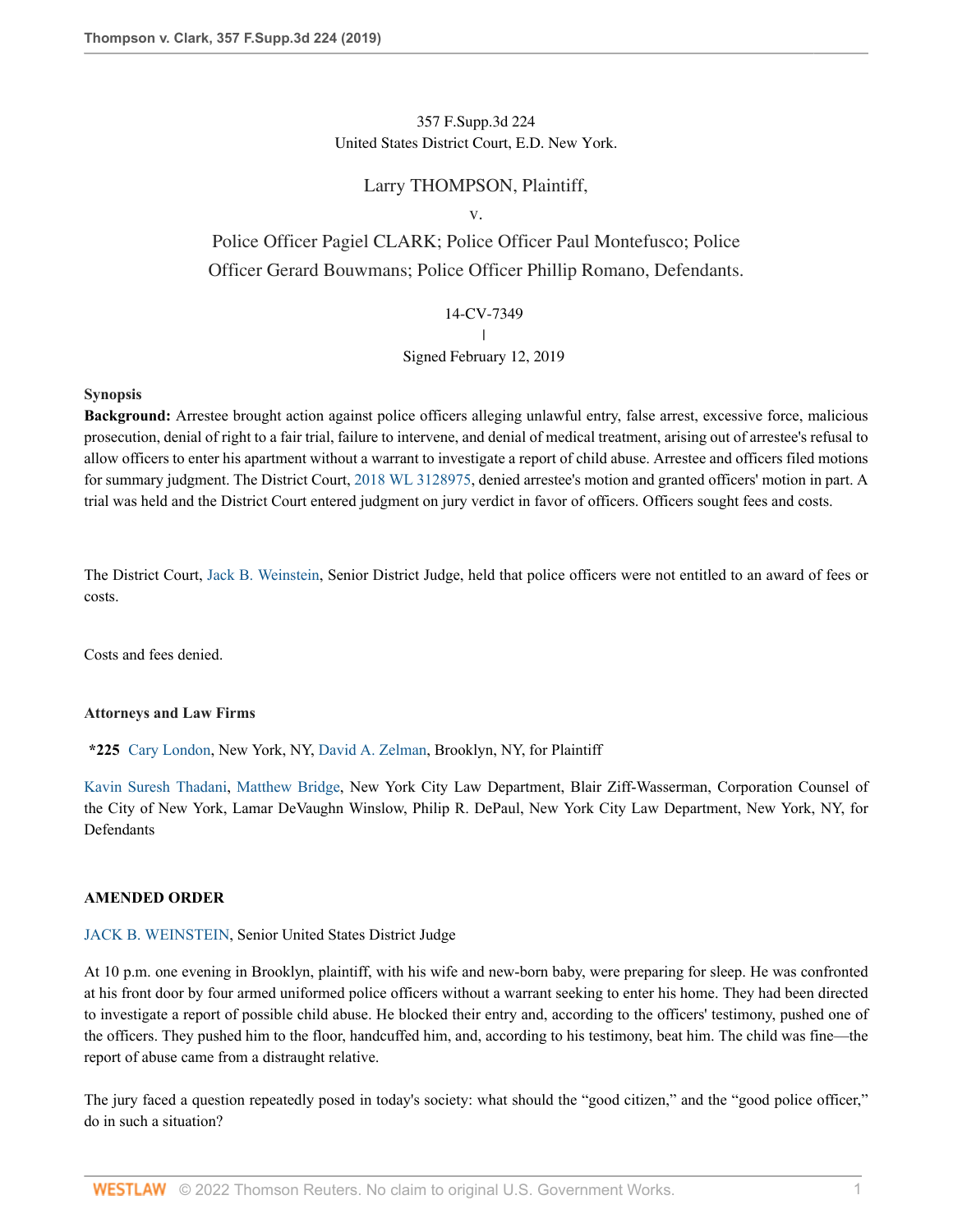357 F.Supp.3d 224
United States District Court, E.D. New York.

# Larry THOMPSON, Plaintiff,

v.

# Police Officer Pagiel CLARK; Police Officer Paul Montefusco; Police Officer Gerard Bouwmans; Police Officer Phillip Romano, Defendants.

14-CV-7349
|
Signed February 12, 2019

**Synopsis**

**Background:** Arrestee brought action against police officers alleging unlawful entry, false arrest, excessive force, malicious prosecution, denial of right to a fair trial, failure to intervene, and denial of medical treatment, arising out of arrestee's refusal to allow officers to enter his apartment without a warrant to investigate a report of child abuse. Arrestee and officers filed motions for summary judgment. The District Court, 2018 WL 3128975, denied arrestee's motion and granted officers' motion in part. A trial was held and the District Court entered judgment on jury verdict in favor of officers. Officers sought fees and costs.

The District Court, Jack B. Weinstein, Senior District Judge, held that police officers were not entitled to an award of fees or costs.

Costs and fees denied.

**Attorneys and Law Firms**

**\*225** Cary London, New York, NY, David A. Zelman, Brooklyn, NY, for Plaintiff

Kavin Suresh Thadani, Matthew Bridge, New York City Law Department, Blair Ziff-Wasserman, Corporation Counsel of the City of New York, Lamar DeVaughn Winslow, Philip R. DePaul, New York City Law Department, New York, NY, for Defendants

**AMENDED ORDER**

JACK B. WEINSTEIN, Senior United States District Judge

At 10 p.m. one evening in Brooklyn, plaintiff, with his wife and new-born baby, were preparing for sleep. He was confronted at his front door by four armed uniformed police officers without a warrant seeking to enter his home. They had been directed to investigate a report of possible child abuse. He blocked their entry and, according to the officers' testimony, pushed one of the officers. They pushed him to the floor, handcuffed him, and, according to his testimony, beat him. The child was fine—the report of abuse came from a distraught relative.

The jury faced a question repeatedly posed in today's society: what should the "good citizen," and the "good police officer," do in such a situation?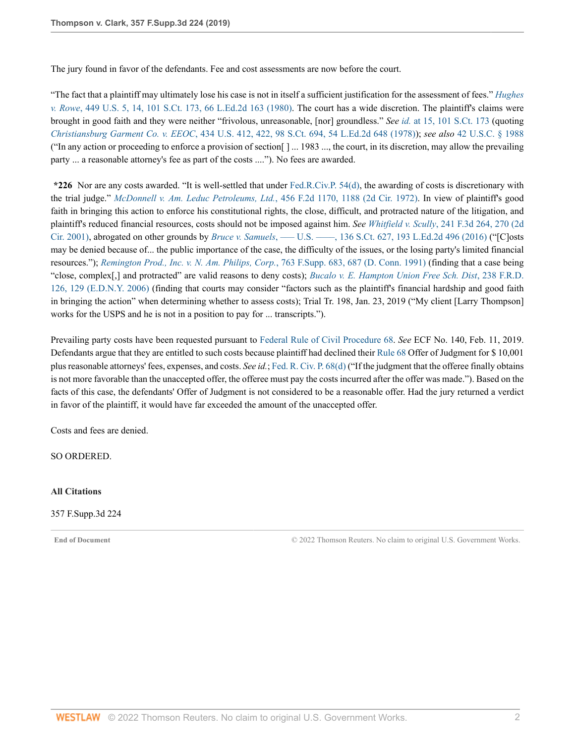The jury found in favor of the defendants. Fee and cost assessments are now before the court.

"The fact that a plaintiff may ultimately lose his case is not in itself a sufficient justification for the assessment of fees." *Hughes v. Rowe*, 449 U.S. 5, 14, 101 S.Ct. 173, 66 L.Ed.2d 163 (1980). The court has a wide discretion. The plaintiff's claims were brought in good faith and they were neither "frivolous, unreasonable, [nor] groundless." *See id.* at 15, 101 S.Ct. 173 (quoting *Christiansburg Garment Co. v. EEOC*, 434 U.S. 412, 422, 98 S.Ct. 694, 54 L.Ed.2d 648 (1978)); *see also* 42 U.S.C. § 1988 ("In any action or proceeding to enforce a provision of section[ ] ... 1983 ..., the court, in its discretion, may allow the prevailing party ... a reasonable attorney's fee as part of the costs ...."). No fees are awarded.

**\*226** Nor are any costs awarded. "It is well-settled that under Fed.R.Civ.P. 54(d), the awarding of costs is discretionary with the trial judge." *McDonnell v. Am. Leduc Petroleums, Ltd.*, 456 F.2d 1170, 1188 (2d Cir. 1972). In view of plaintiff's good faith in bringing this action to enforce his constitutional rights, the close, difficult, and protracted nature of the litigation, and plaintiff's reduced financial resources, costs should not be imposed against him. *See Whitfield v. Scully*, 241 F.3d 264, 270 (2d Cir. 2001), abrogated on other grounds by *Bruce v. Samuels*, ––– U.S. ––––, 136 S.Ct. 627, 193 L.Ed.2d 496 (2016) ("[C]osts may be denied because of... the public importance of the case, the difficulty of the issues, or the losing party's limited financial resources."); *Remington Prod., Inc. v. N. Am. Philips, Corp.*, 763 F.Supp. 683, 687 (D. Conn. 1991) (finding that a case being "close, complex[,] and protracted" are valid reasons to deny costs); *Bucalo v. E. Hampton Union Free Sch. Dist*, 238 F.R.D. 126, 129 (E.D.N.Y. 2006) (finding that courts may consider "factors such as the plaintiff's financial hardship and good faith in bringing the action" when determining whether to assess costs); Trial Tr. 198, Jan. 23, 2019 ("My client [Larry Thompson] works for the USPS and he is not in a position to pay for ... transcripts.").

Prevailing party costs have been requested pursuant to Federal Rule of Civil Procedure 68. *See* ECF No. 140, Feb. 11, 2019. Defendants argue that they are entitled to such costs because plaintiff had declined their Rule 68 Offer of Judgment for $ 10,001 plus reasonable attorneys' fees, expenses, and costs. *See id.*; Fed. R. Civ. P. 68(d) ("If the judgment that the offeree finally obtains is not more favorable than the unaccepted offer, the offeree must pay the costs incurred after the offer was made."). Based on the facts of this case, the defendants' Offer of Judgment is not considered to be a reasonable offer. Had the jury returned a verdict in favor of the plaintiff, it would have far exceeded the amount of the unaccepted offer.

Costs and fees are denied.

SO ORDERED.

**All Citations**

357 F.Supp.3d 224

End of Document